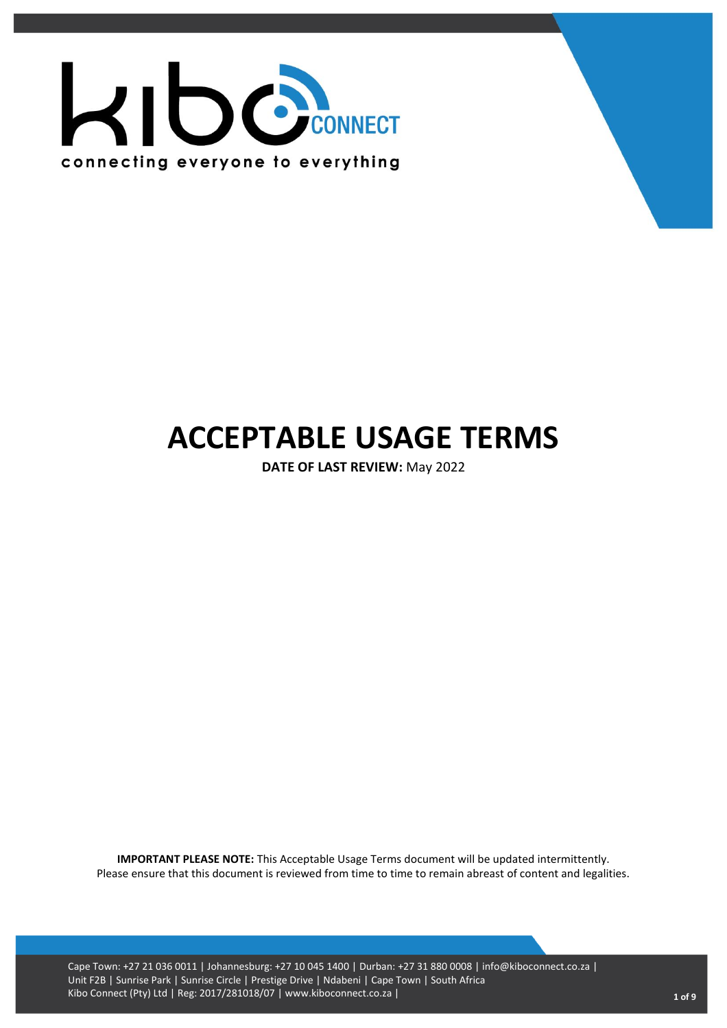# ACCEPTABLE USAGE TERMS

**DATE OF LAST REVIEW:** May 2022

**IMPORTANT PLEASE NOTE:** This Acceptable Usage Terms document will be updated intermittently. Please ensure that this document is reviewed from time to time to remain abreast of content and legalities.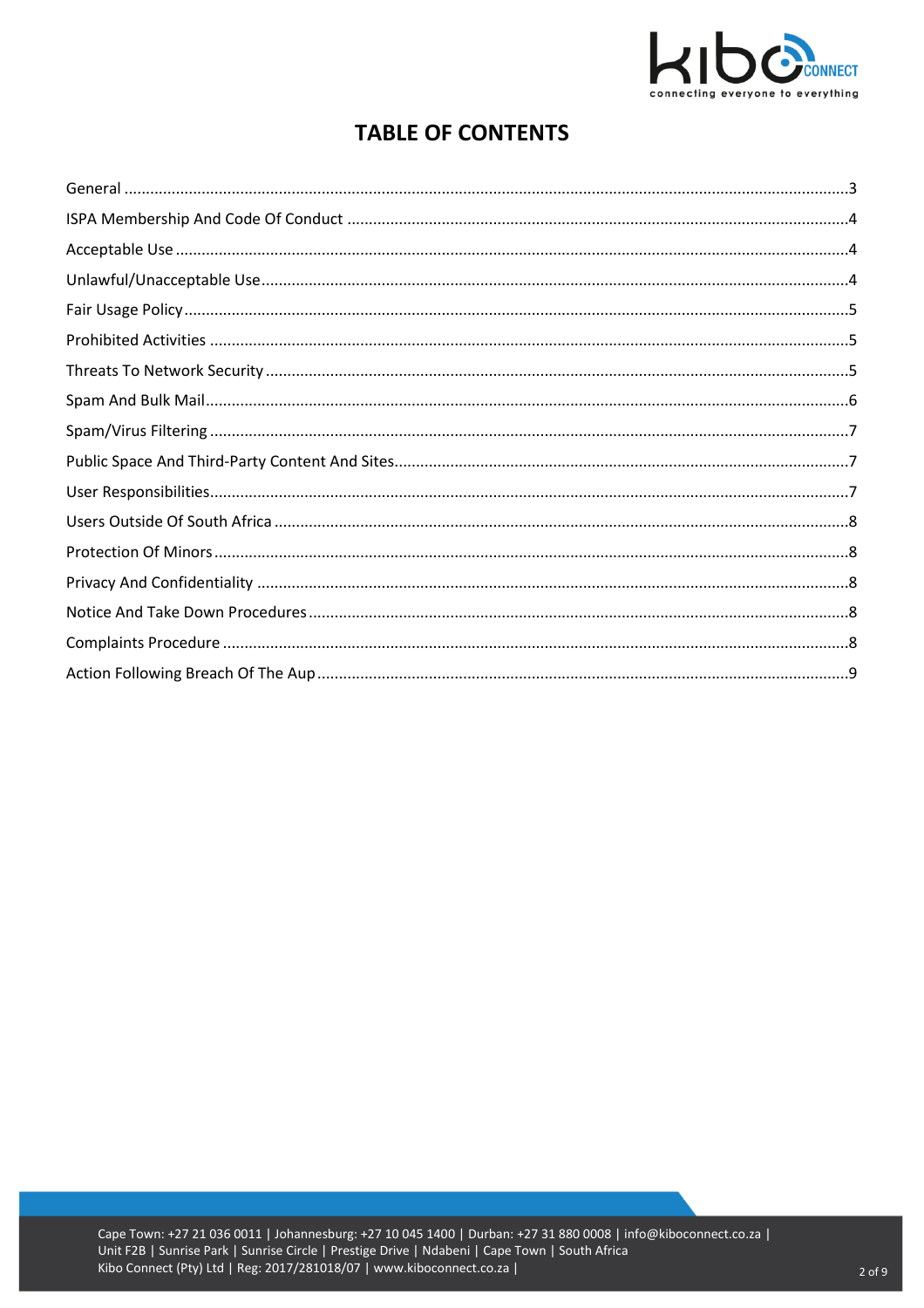# TABLE OF CONTENTS

General ....................................................................................................................................................3
ISPA Membership And Code Of Conduct ...................................................................................................4
Acceptable Use ..........................................................................................................................................4
Unlawful/Unacceptable Use.......................................................................................................................4
Fair Usage Policy........................................................................................................................................5
Prohibited Activities ..................................................................................................................................5
Threats To Network Security......................................................................................................................5
Spam And Bulk Mail...................................................................................................................................6
Spam/Virus Filtering ..................................................................................................................................7
Public Space And Third-Party Content And Sites........................................................................................7
User Responsibilities..................................................................................................................................7
Users Outside Of South Africa ....................................................................................................................8
Protection Of Minors..................................................................................................................................8
Privacy And Confidentiality ........................................................................................................................8
Notice And Take Down Procedures............................................................................................................8
Complaints Procedure ...............................................................................................................................8
Action Following Breach Of The Aup..........................................................................................................9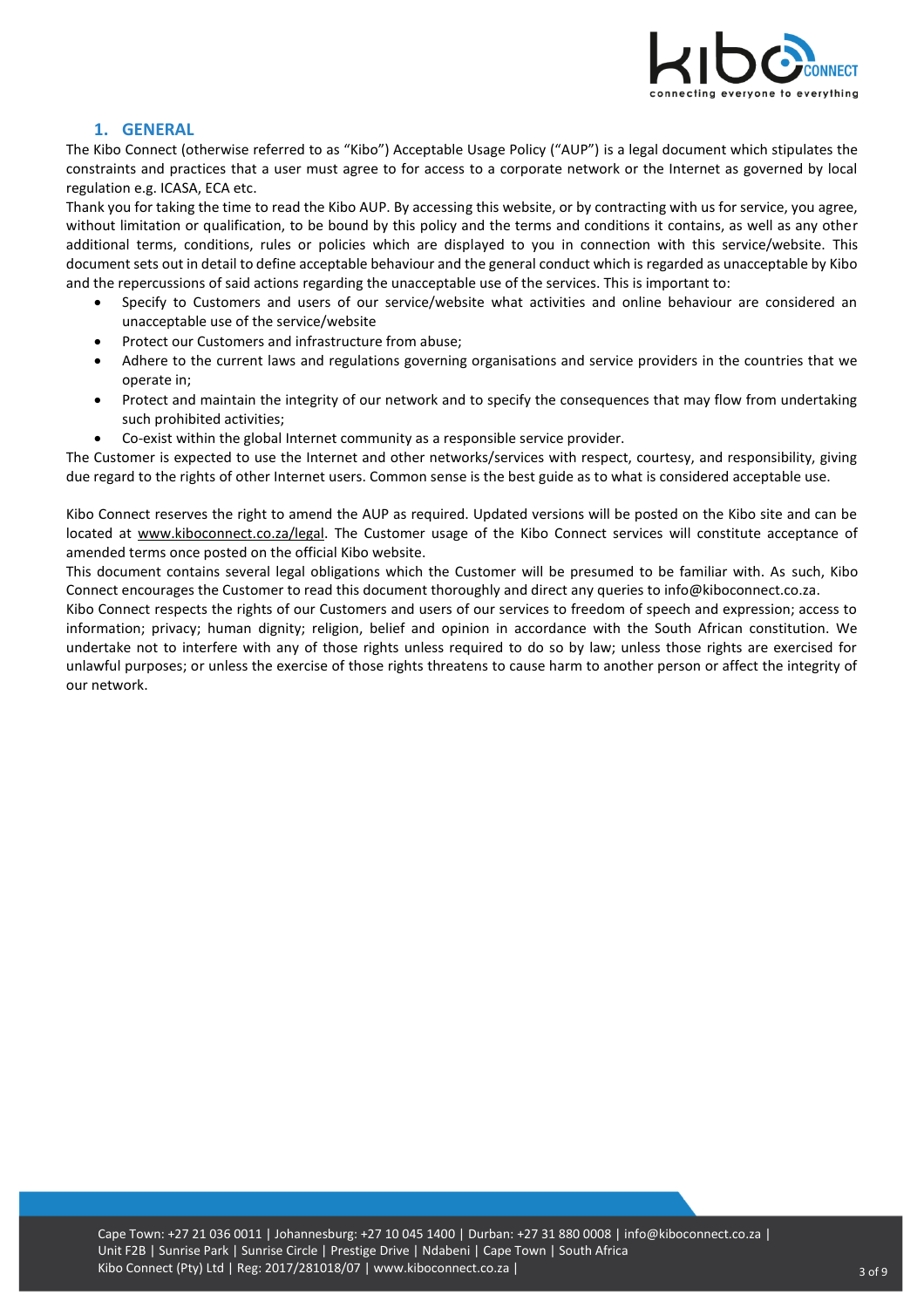## 1. GENERAL

The Kibo Connect (otherwise referred to as "Kibo") Acceptable Usage Policy ("AUP") is a legal document which stipulates the constraints and practices that a user must agree to for access to a corporate network or the Internet as governed by local regulation e.g. ICASA, ECA etc.

Thank you for taking the time to read the Kibo AUP. By accessing this website, or by contracting with us for service, you agree, without limitation or qualification, to be bound by this policy and the terms and conditions it contains, as well as any other additional terms, conditions, rules or policies which are displayed to you in connection with this service/website. This document sets out in detail to define acceptable behaviour and the general conduct which is regarded as unacceptable by Kibo and the repercussions of said actions regarding the unacceptable use of the services. This is important to:

- Specify to Customers and users of our service/website what activities and online behaviour are considered an unacceptable use of the service/website
- Protect our Customers and infrastructure from abuse;
- Adhere to the current laws and regulations governing organisations and service providers in the countries that we operate in;
- Protect and maintain the integrity of our network and to specify the consequences that may flow from undertaking such prohibited activities;
- Co-exist within the global Internet community as a responsible service provider.

The Customer is expected to use the Internet and other networks/services with respect, courtesy, and responsibility, giving due regard to the rights of other Internet users. Common sense is the best guide as to what is considered acceptable use.

Kibo Connect reserves the right to amend the AUP as required. Updated versions will be posted on the Kibo site and can be located at www.kiboconnect.co.za/legal. The Customer usage of the Kibo Connect services will constitute acceptance of amended terms once posted on the official Kibo website.

This document contains several legal obligations which the Customer will be presumed to be familiar with. As such, Kibo Connect encourages the Customer to read this document thoroughly and direct any queries to info@kiboconnect.co.za.

Kibo Connect respects the rights of our Customers and users of our services to freedom of speech and expression; access to information; privacy; human dignity; religion, belief and opinion in accordance with the South African constitution. We undertake not to interfere with any of those rights unless required to do so by law; unless those rights are exercised for unlawful purposes; or unless the exercise of those rights threatens to cause harm to another person or affect the integrity of our network.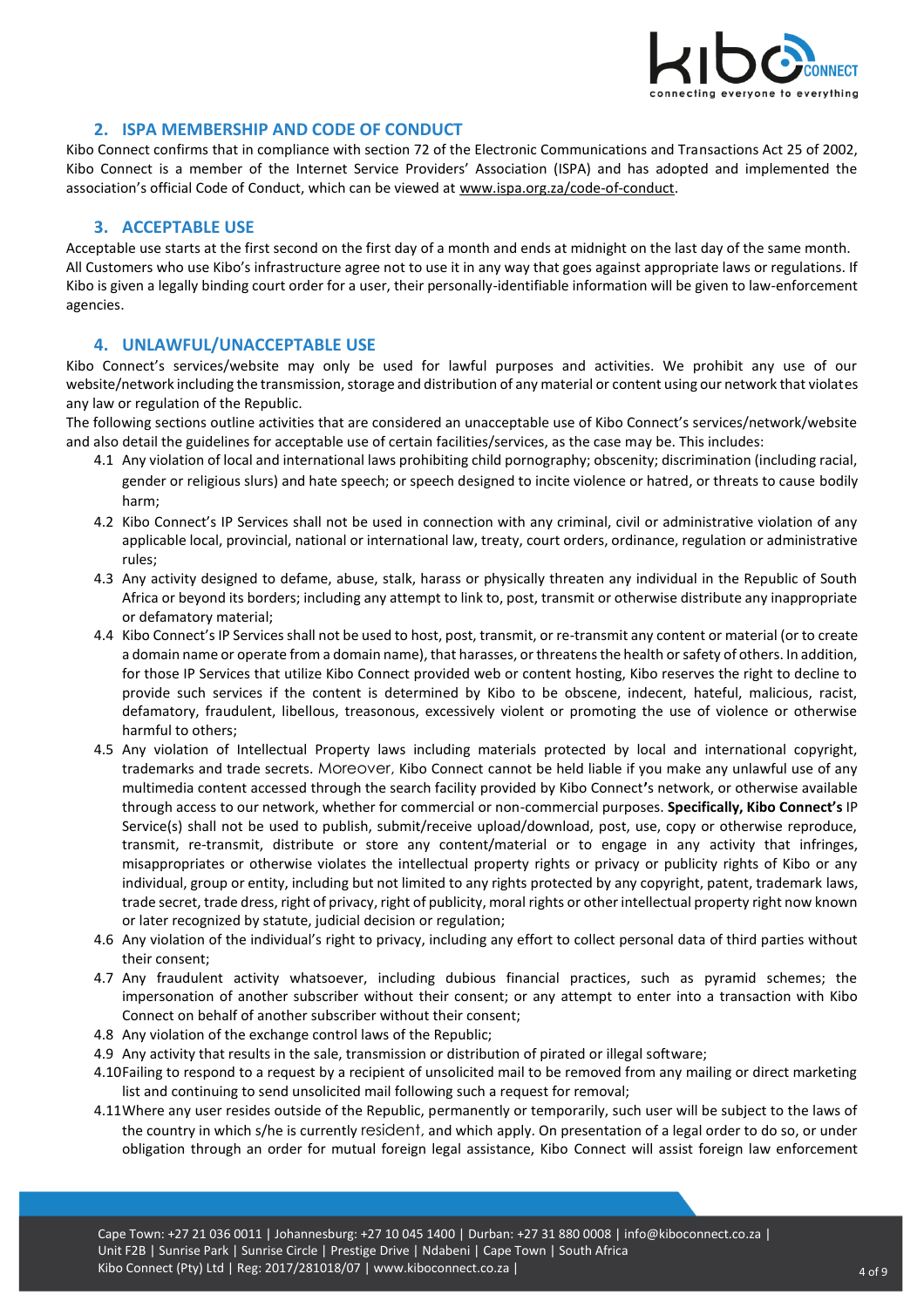## 2. ISPA MEMBERSHIP AND CODE OF CONDUCT

Kibo Connect confirms that in compliance with section 72 of the Electronic Communications and Transactions Act 25 of 2002, Kibo Connect is a member of the Internet Service Providers' Association (ISPA) and has adopted and implemented the association's official Code of Conduct, which can be viewed at www.ispa.org.za/code-of-conduct.

## 3. ACCEPTABLE USE

Acceptable use starts at the first second on the first day of a month and ends at midnight on the last day of the same month. All Customers who use Kibo's infrastructure agree not to use it in any way that goes against appropriate laws or regulations. If Kibo is given a legally binding court order for a user, their personally-identifiable information will be given to law-enforcement agencies.

## 4. UNLAWFUL/UNACCEPTABLE USE

Kibo Connect's services/website may only be used for lawful purposes and activities. We prohibit any use of our website/network including the transmission, storage and distribution of any material or content using our network that violates any law or regulation of the Republic.

The following sections outline activities that are considered an unacceptable use of Kibo Connect's services/network/website and also detail the guidelines for acceptable use of certain facilities/services, as the case may be. This includes:

4.1 Any violation of local and international laws prohibiting child pornography; obscenity; discrimination (including racial, gender or religious slurs) and hate speech; or speech designed to incite violence or hatred, or threats to cause bodily harm;

4.2 Kibo Connect's IP Services shall not be used in connection with any criminal, civil or administrative violation of any applicable local, provincial, national or international law, treaty, court orders, ordinance, regulation or administrative rules;

4.3 Any activity designed to defame, abuse, stalk, harass or physically threaten any individual in the Republic of South Africa or beyond its borders; including any attempt to link to, post, transmit or otherwise distribute any inappropriate or defamatory material;

4.4 Kibo Connect's IP Services shall not be used to host, post, transmit, or re-transmit any content or material (or to create a domain name or operate from a domain name), that harasses, or threatens the health or safety of others. In addition, for those IP Services that utilize Kibo Connect provided web or content hosting, Kibo reserves the right to decline to provide such services if the content is determined by Kibo to be obscene, indecent, hateful, malicious, racist, defamatory, fraudulent, libellous, treasonous, excessively violent or promoting the use of violence or otherwise harmful to others;

4.5 Any violation of Intellectual Property laws including materials protected by local and international copyright, trademarks and trade secrets. Moreover, Kibo Connect cannot be held liable if you make any unlawful use of any multimedia content accessed through the search facility provided by Kibo Connect's network, or otherwise available through access to our network, whether for commercial or non-commercial purposes. **Specifically, Kibo Connect's** IP Service(s) shall not be used to publish, submit/receive upload/download, post, use, copy or otherwise reproduce, transmit, re-transmit, distribute or store any content/material or to engage in any activity that infringes, misappropriates or otherwise violates the intellectual property rights or privacy or publicity rights of Kibo or any individual, group or entity, including but not limited to any rights protected by any copyright, patent, trademark laws, trade secret, trade dress, right of privacy, right of publicity, moral rights or other intellectual property right now known or later recognized by statute, judicial decision or regulation;

4.6 Any violation of the individual's right to privacy, including any effort to collect personal data of third parties without their consent;

4.7 Any fraudulent activity whatsoever, including dubious financial practices, such as pyramid schemes; the impersonation of another subscriber without their consent; or any attempt to enter into a transaction with Kibo Connect on behalf of another subscriber without their consent;

4.8 Any violation of the exchange control laws of the Republic;

4.9 Any activity that results in the sale, transmission or distribution of pirated or illegal software;

4.10 Failing to respond to a request by a recipient of unsolicited mail to be removed from any mailing or direct marketing list and continuing to send unsolicited mail following such a request for removal;

4.11 Where any user resides outside of the Republic, permanently or temporarily, such user will be subject to the laws of the country in which s/he is currently resident, and which apply. On presentation of a legal order to do so, or under obligation through an order for mutual foreign legal assistance, Kibo Connect will assist foreign law enforcement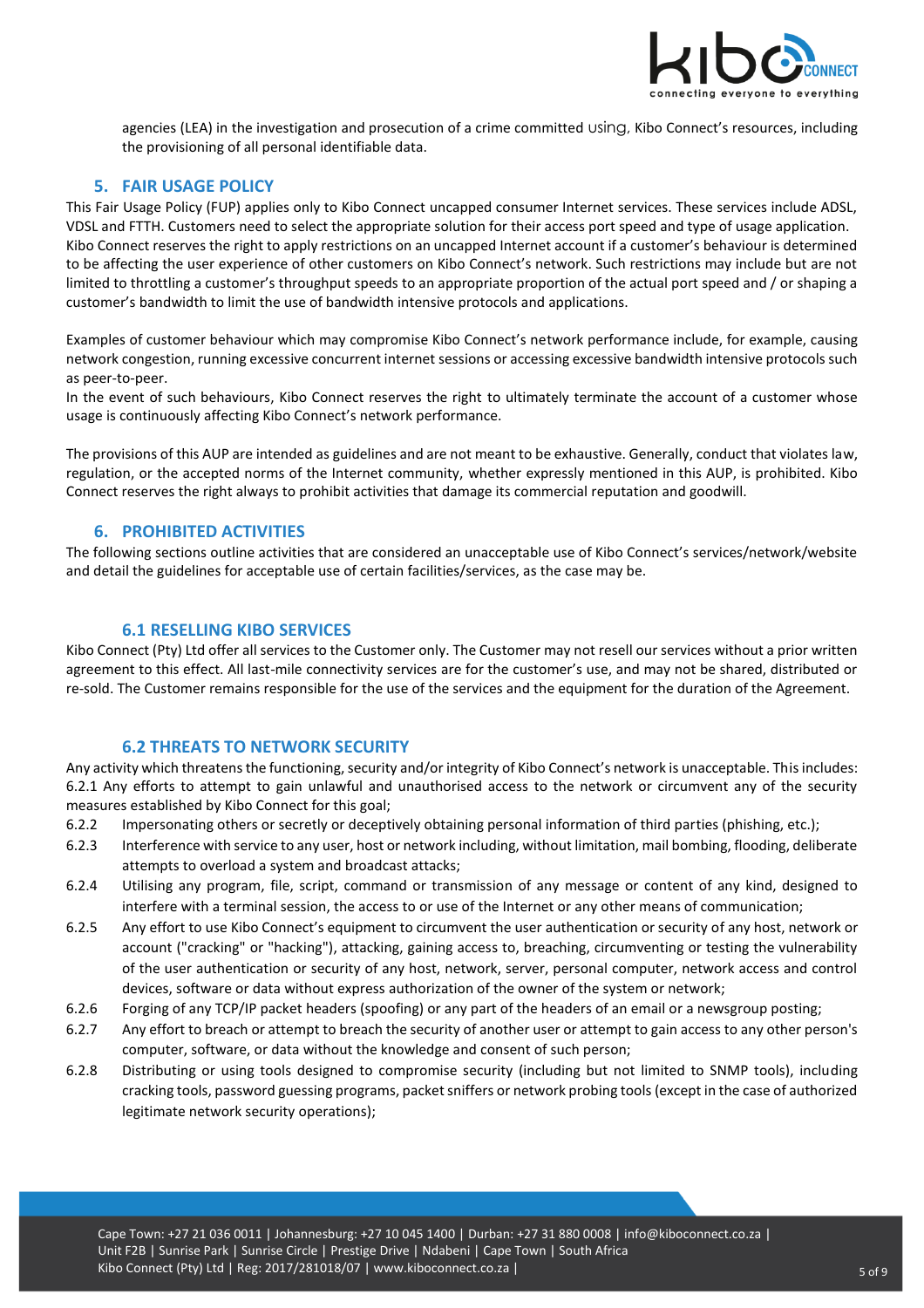agencies (LEA) in the investigation and prosecution of a crime committed using, Kibo Connect's resources, including the provisioning of all personal identifiable data.

## 5. FAIR USAGE POLICY

This Fair Usage Policy (FUP) applies only to Kibo Connect uncapped consumer Internet services. These services include ADSL, VDSL and FTTH. Customers need to select the appropriate solution for their access port speed and type of usage application. Kibo Connect reserves the right to apply restrictions on an uncapped Internet account if a customer's behaviour is determined to be affecting the user experience of other customers on Kibo Connect's network. Such restrictions may include but are not limited to throttling a customer's throughput speeds to an appropriate proportion of the actual port speed and / or shaping a customer's bandwidth to limit the use of bandwidth intensive protocols and applications.

Examples of customer behaviour which may compromise Kibo Connect's network performance include, for example, causing network congestion, running excessive concurrent internet sessions or accessing excessive bandwidth intensive protocols such as peer-to-peer.
In the event of such behaviours, Kibo Connect reserves the right to ultimately terminate the account of a customer whose usage is continuously affecting Kibo Connect's network performance.

The provisions of this AUP are intended as guidelines and are not meant to be exhaustive. Generally, conduct that violates law, regulation, or the accepted norms of the Internet community, whether expressly mentioned in this AUP, is prohibited. Kibo Connect reserves the right always to prohibit activities that damage its commercial reputation and goodwill.

## 6. PROHIBITED ACTIVITIES

The following sections outline activities that are considered an unacceptable use of Kibo Connect's services/network/website and detail the guidelines for acceptable use of certain facilities/services, as the case may be.

### 6.1 RESELLING KIBO SERVICES

Kibo Connect (Pty) Ltd offer all services to the Customer only. The Customer may not resell our services without a prior written agreement to this effect. All last-mile connectivity services are for the customer's use, and may not be shared, distributed or re-sold. The Customer remains responsible for the use of the services and the equipment for the duration of the Agreement.

### 6.2 THREATS TO NETWORK SECURITY

Any activity which threatens the functioning, security and/or integrity of Kibo Connect's network is unacceptable. This includes:
6.2.1 Any efforts to attempt to gain unlawful and unauthorised access to the network or circumvent any of the security measures established by Kibo Connect for this goal;

6.2.2 Impersonating others or secretly or deceptively obtaining personal information of third parties (phishing, etc.);

6.2.3 Interference with service to any user, host or network including, without limitation, mail bombing, flooding, deliberate attempts to overload a system and broadcast attacks;

6.2.4 Utilising any program, file, script, command or transmission of any message or content of any kind, designed to interfere with a terminal session, the access to or use of the Internet or any other means of communication;

6.2.5 Any effort to use Kibo Connect's equipment to circumvent the user authentication or security of any host, network or account ("cracking" or "hacking"), attacking, gaining access to, breaching, circumventing or testing the vulnerability of the user authentication or security of any host, network, server, personal computer, network access and control devices, software or data without express authorization of the owner of the system or network;

6.2.6 Forging of any TCP/IP packet headers (spoofing) or any part of the headers of an email or a newsgroup posting;

6.2.7 Any effort to breach or attempt to breach the security of another user or attempt to gain access to any other person's computer, software, or data without the knowledge and consent of such person;

6.2.8 Distributing or using tools designed to compromise security (including but not limited to SNMP tools), including cracking tools, password guessing programs, packet sniffers or network probing tools (except in the case of authorized legitimate network security operations);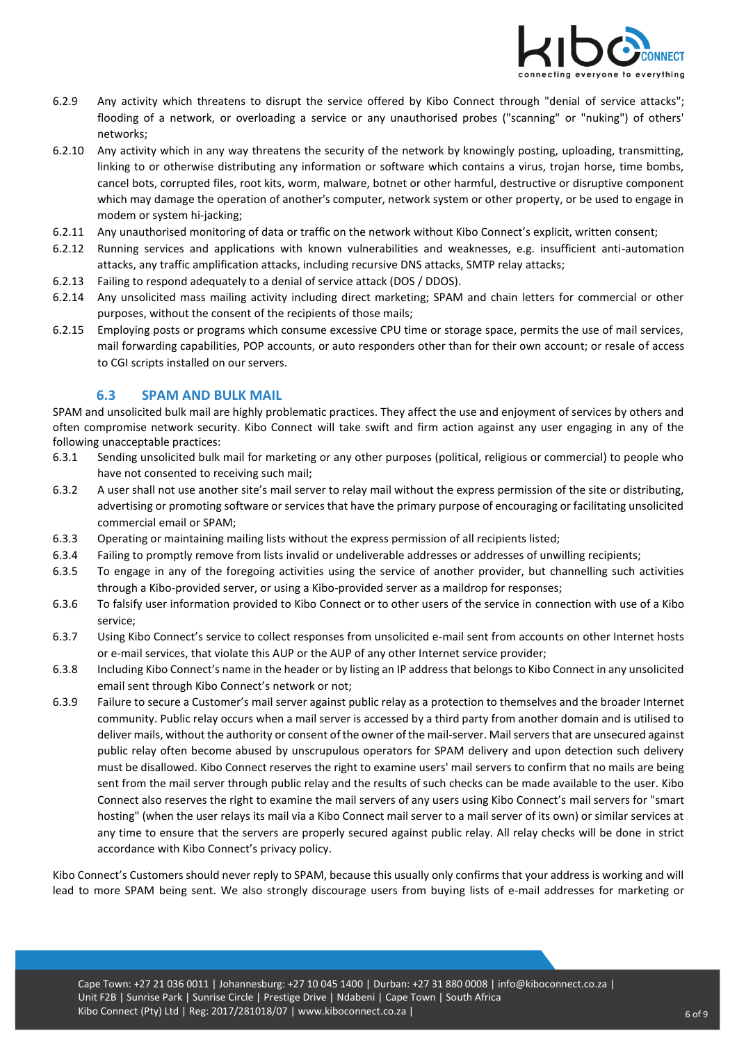6.2.9 Any activity which threatens to disrupt the service offered by Kibo Connect through "denial of service attacks"; flooding of a network, or overloading a service or any unauthorised probes ("scanning" or "nuking") of others' networks;

6.2.10 Any activity which in any way threatens the security of the network by knowingly posting, uploading, transmitting, linking to or otherwise distributing any information or software which contains a virus, trojan horse, time bombs, cancel bots, corrupted files, root kits, worm, malware, botnet or other harmful, destructive or disruptive component which may damage the operation of another's computer, network system or other property, or be used to engage in modem or system hi-jacking;

6.2.11 Any unauthorised monitoring of data or traffic on the network without Kibo Connect's explicit, written consent;

6.2.12 Running services and applications with known vulnerabilities and weaknesses, e.g. insufficient anti-automation attacks, any traffic amplification attacks, including recursive DNS attacks, SMTP relay attacks;

6.2.13 Failing to respond adequately to a denial of service attack (DOS / DDOS).

6.2.14 Any unsolicited mass mailing activity including direct marketing; SPAM and chain letters for commercial or other purposes, without the consent of the recipients of those mails;

6.2.15 Employing posts or programs which consume excessive CPU time or storage space, permits the use of mail services, mail forwarding capabilities, POP accounts, or auto responders other than for their own account; or resale of access to CGI scripts installed on our servers.

### 6.3 SPAM AND BULK MAIL

SPAM and unsolicited bulk mail are highly problematic practices. They affect the use and enjoyment of services by others and often compromise network security. Kibo Connect will take swift and firm action against any user engaging in any of the following unacceptable practices:

6.3.1 Sending unsolicited bulk mail for marketing or any other purposes (political, religious or commercial) to people who have not consented to receiving such mail;

6.3.2 A user shall not use another site's mail server to relay mail without the express permission of the site or distributing, advertising or promoting software or services that have the primary purpose of encouraging or facilitating unsolicited commercial email or SPAM;

6.3.3 Operating or maintaining mailing lists without the express permission of all recipients listed;

6.3.4 Failing to promptly remove from lists invalid or undeliverable addresses or addresses of unwilling recipients;

6.3.5 To engage in any of the foregoing activities using the service of another provider, but channelling such activities through a Kibo-provided server, or using a Kibo-provided server as a maildrop for responses;

6.3.6 To falsify user information provided to Kibo Connect or to other users of the service in connection with use of a Kibo service;

6.3.7 Using Kibo Connect's service to collect responses from unsolicited e-mail sent from accounts on other Internet hosts or e-mail services, that violate this AUP or the AUP of any other Internet service provider;

6.3.8 Including Kibo Connect's name in the header or by listing an IP address that belongs to Kibo Connect in any unsolicited email sent through Kibo Connect's network or not;

6.3.9 Failure to secure a Customer's mail server against public relay as a protection to themselves and the broader Internet community. Public relay occurs when a mail server is accessed by a third party from another domain and is utilised to deliver mails, without the authority or consent of the owner of the mail-server. Mail servers that are unsecured against public relay often become abused by unscrupulous operators for SPAM delivery and upon detection such delivery must be disallowed. Kibo Connect reserves the right to examine users' mail servers to confirm that no mails are being sent from the mail server through public relay and the results of such checks can be made available to the user. Kibo Connect also reserves the right to examine the mail servers of any users using Kibo Connect's mail servers for "smart hosting" (when the user relays its mail via a Kibo Connect mail server to a mail server of its own) or similar services at any time to ensure that the servers are properly secured against public relay. All relay checks will be done in strict accordance with Kibo Connect's privacy policy.

Kibo Connect's Customers should never reply to SPAM, because this usually only confirms that your address is working and will lead to more SPAM being sent. We also strongly discourage users from buying lists of e-mail addresses for marketing or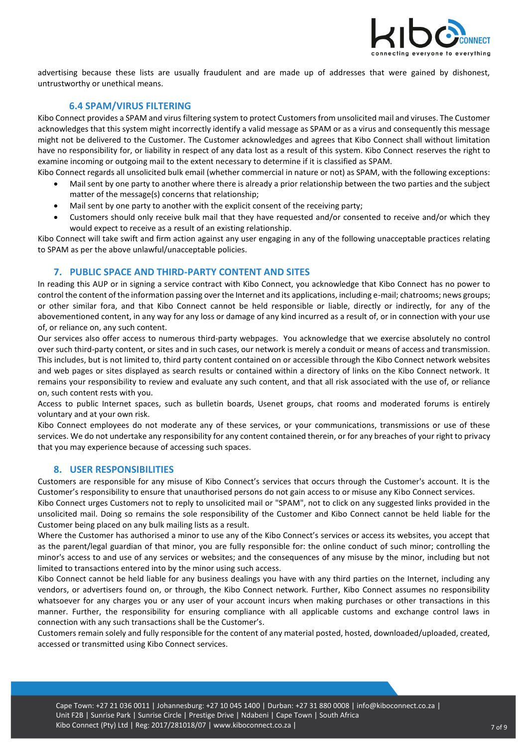advertising because these lists are usually fraudulent and are made up of addresses that were gained by dishonest, untrustworthy or unethical means.

### 6.4 SPAM/VIRUS FILTERING

Kibo Connect provides a SPAM and virus filtering system to protect Customers from unsolicited mail and viruses. The Customer acknowledges that this system might incorrectly identify a valid message as SPAM or as a virus and consequently this message might not be delivered to the Customer. The Customer acknowledges and agrees that Kibo Connect shall without limitation have no responsibility for, or liability in respect of any data lost as a result of this system. Kibo Connect reserves the right to examine incoming or outgoing mail to the extent necessary to determine if it is classified as SPAM.

Kibo Connect regards all unsolicited bulk email (whether commercial in nature or not) as SPAM, with the following exceptions:

- Mail sent by one party to another where there is already a prior relationship between the two parties and the subject matter of the message(s) concerns that relationship;
- Mail sent by one party to another with the explicit consent of the receiving party;
- Customers should only receive bulk mail that they have requested and/or consented to receive and/or which they would expect to receive as a result of an existing relationship.

Kibo Connect will take swift and firm action against any user engaging in any of the following unacceptable practices relating to SPAM as per the above unlawful/unacceptable policies.

## 7. PUBLIC SPACE AND THIRD-PARTY CONTENT AND SITES

In reading this AUP or in signing a service contract with Kibo Connect, you acknowledge that Kibo Connect has no power to control the content of the information passing over the Internet and its applications, including e-mail; chatrooms; news groups; or other similar fora, and that Kibo Connect cannot be held responsible or liable, directly or indirectly, for any of the abovementioned content, in any way for any loss or damage of any kind incurred as a result of, or in connection with your use of, or reliance on, any such content.

Our services also offer access to numerous third-party webpages. You acknowledge that we exercise absolutely no control over such third-party content, or sites and in such cases, our network is merely a conduit or means of access and transmission. This includes, but is not limited to, third party content contained on or accessible through the Kibo Connect network websites and web pages or sites displayed as search results or contained within a directory of links on the Kibo Connect network. It remains your responsibility to review and evaluate any such content, and that all risk associated with the use of, or reliance on, such content rests with you.

Access to public Internet spaces, such as bulletin boards, Usenet groups, chat rooms and moderated forums is entirely voluntary and at your own risk.

Kibo Connect employees do not moderate any of these services, or your communications, transmissions or use of these services. We do not undertake any responsibility for any content contained therein, or for any breaches of your right to privacy that you may experience because of accessing such spaces.

## 8. USER RESPONSIBILITIES

Customers are responsible for any misuse of Kibo Connect's services that occurs through the Customer's account. It is the Customer's responsibility to ensure that unauthorised persons do not gain access to or misuse any Kibo Connect services.

Kibo Connect urges Customers not to reply to unsolicited mail or "SPAM", not to click on any suggested links provided in the unsolicited mail. Doing so remains the sole responsibility of the Customer and Kibo Connect cannot be held liable for the Customer being placed on any bulk mailing lists as a result.

Where the Customer has authorised a minor to use any of the Kibo Connect's services or access its websites, you accept that as the parent/legal guardian of that minor, you are fully responsible for: the online conduct of such minor; controlling the minor's access to and use of any services or websites; and the consequences of any misuse by the minor, including but not limited to transactions entered into by the minor using such access.

Kibo Connect cannot be held liable for any business dealings you have with any third parties on the Internet, including any vendors, or advertisers found on, or through, the Kibo Connect network. Further, Kibo Connect assumes no responsibility whatsoever for any charges you or any user of your account incurs when making purchases or other transactions in this manner. Further, the responsibility for ensuring compliance with all applicable customs and exchange control laws in connection with any such transactions shall be the Customer's.

Customers remain solely and fully responsible for the content of any material posted, hosted, downloaded/uploaded, created, accessed or transmitted using Kibo Connect services.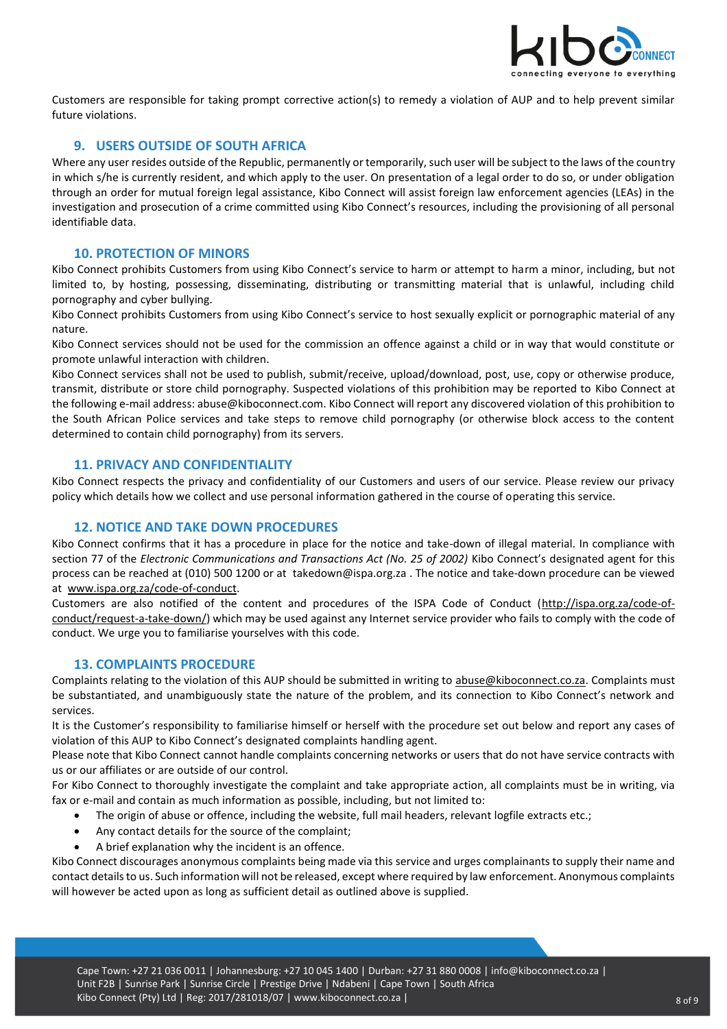Customers are responsible for taking prompt corrective action(s) to remedy a violation of AUP and to help prevent similar future violations.

## 9. USERS OUTSIDE OF SOUTH AFRICA

Where any user resides outside of the Republic, permanently or temporarily, such user will be subject to the laws of the country in which s/he is currently resident, and which apply to the user. On presentation of a legal order to do so, or under obligation through an order for mutual foreign legal assistance, Kibo Connect will assist foreign law enforcement agencies (LEAs) in the investigation and prosecution of a crime committed using Kibo Connect's resources, including the provisioning of all personal identifiable data.

## 10. PROTECTION OF MINORS

Kibo Connect prohibits Customers from using Kibo Connect's service to harm or attempt to harm a minor, including, but not limited to, by hosting, possessing, disseminating, distributing or transmitting material that is unlawful, including child pornography and cyber bullying.

Kibo Connect prohibits Customers from using Kibo Connect's service to host sexually explicit or pornographic material of any nature.

Kibo Connect services should not be used for the commission an offence against a child or in way that would constitute or promote unlawful interaction with children.

Kibo Connect services shall not be used to publish, submit/receive, upload/download, post, use, copy or otherwise produce, transmit, distribute or store child pornography. Suspected violations of this prohibition may be reported to Kibo Connect at the following e-mail address: abuse@kiboconnect.com. Kibo Connect will report any discovered violation of this prohibition to the South African Police services and take steps to remove child pornography (or otherwise block access to the content determined to contain child pornography) from its servers.

## 11. PRIVACY AND CONFIDENTIALITY

Kibo Connect respects the privacy and confidentiality of our Customers and users of our service. Please review our privacy policy which details how we collect and use personal information gathered in the course of operating this service.

## 12. NOTICE AND TAKE DOWN PROCEDURES

Kibo Connect confirms that it has a procedure in place for the notice and take-down of illegal material. In compliance with section 77 of the *Electronic Communications and Transactions Act (No. 25 of 2002)* Kibo Connect's designated agent for this process can be reached at (010) 500 1200 or at takedown@ispa.org.za . The notice and take-down procedure can be viewed at www.ispa.org.za/code-of-conduct.

Customers are also notified of the content and procedures of the ISPA Code of Conduct (http://ispa.org.za/code-of-conduct/request-a-take-down/) which may be used against any Internet service provider who fails to comply with the code of conduct. We urge you to familiarise yourselves with this code.

## 13. COMPLAINTS PROCEDURE

Complaints relating to the violation of this AUP should be submitted in writing to abuse@kiboconnect.co.za. Complaints must be substantiated, and unambiguously state the nature of the problem, and its connection to Kibo Connect's network and services.

It is the Customer's responsibility to familiarise himself or herself with the procedure set out below and report any cases of violation of this AUP to Kibo Connect's designated complaints handling agent.

Please note that Kibo Connect cannot handle complaints concerning networks or users that do not have service contracts with us or our affiliates or are outside of our control.

For Kibo Connect to thoroughly investigate the complaint and take appropriate action, all complaints must be in writing, via fax or e-mail and contain as much information as possible, including, but not limited to:

- The origin of abuse or offence, including the website, full mail headers, relevant logfile extracts etc.;
- Any contact details for the source of the complaint;
- A brief explanation why the incident is an offence.

Kibo Connect discourages anonymous complaints being made via this service and urges complainants to supply their name and contact details to us. Such information will not be released, except where required by law enforcement. Anonymous complaints will however be acted upon as long as sufficient detail as outlined above is supplied.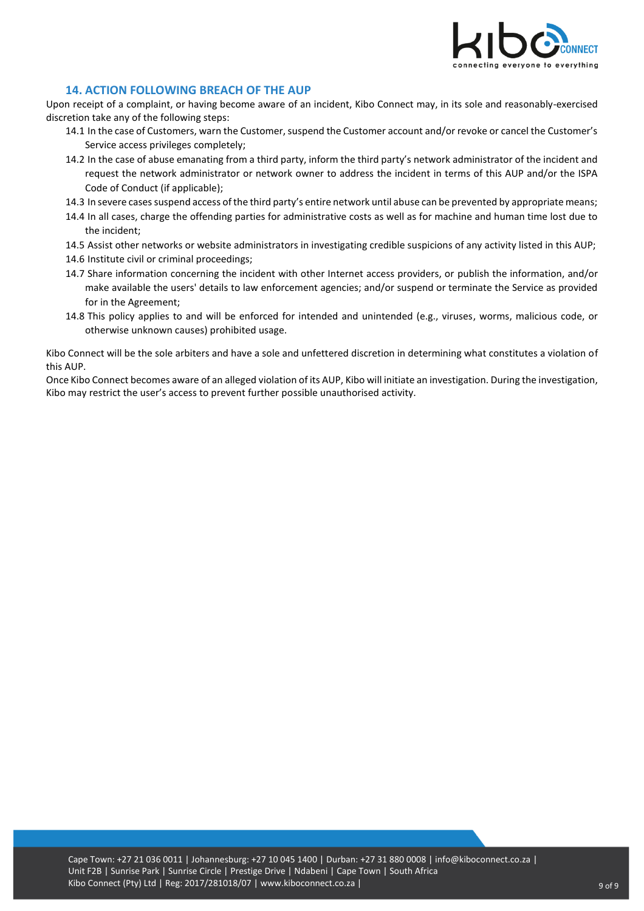## 14. ACTION FOLLOWING BREACH OF THE AUP

Upon receipt of a complaint, or having become aware of an incident, Kibo Connect may, in its sole and reasonably-exercised discretion take any of the following steps:

14.1 In the case of Customers, warn the Customer, suspend the Customer account and/or revoke or cancel the Customer's Service access privileges completely;

14.2 In the case of abuse emanating from a third party, inform the third party's network administrator of the incident and request the network administrator or network owner to address the incident in terms of this AUP and/or the ISPA Code of Conduct (if applicable);

14.3 In severe cases suspend access of the third party's entire network until abuse can be prevented by appropriate means;

14.4 In all cases, charge the offending parties for administrative costs as well as for machine and human time lost due to the incident;

14.5 Assist other networks or website administrators in investigating credible suspicions of any activity listed in this AUP;

14.6 Institute civil or criminal proceedings;

14.7 Share information concerning the incident with other Internet access providers, or publish the information, and/or make available the users' details to law enforcement agencies; and/or suspend or terminate the Service as provided for in the Agreement;

14.8 This policy applies to and will be enforced for intended and unintended (e.g., viruses, worms, malicious code, or otherwise unknown causes) prohibited usage.

Kibo Connect will be the sole arbiters and have a sole and unfettered discretion in determining what constitutes a violation of this AUP.

Once Kibo Connect becomes aware of an alleged violation of its AUP, Kibo will initiate an investigation. During the investigation, Kibo may restrict the user's access to prevent further possible unauthorised activity.